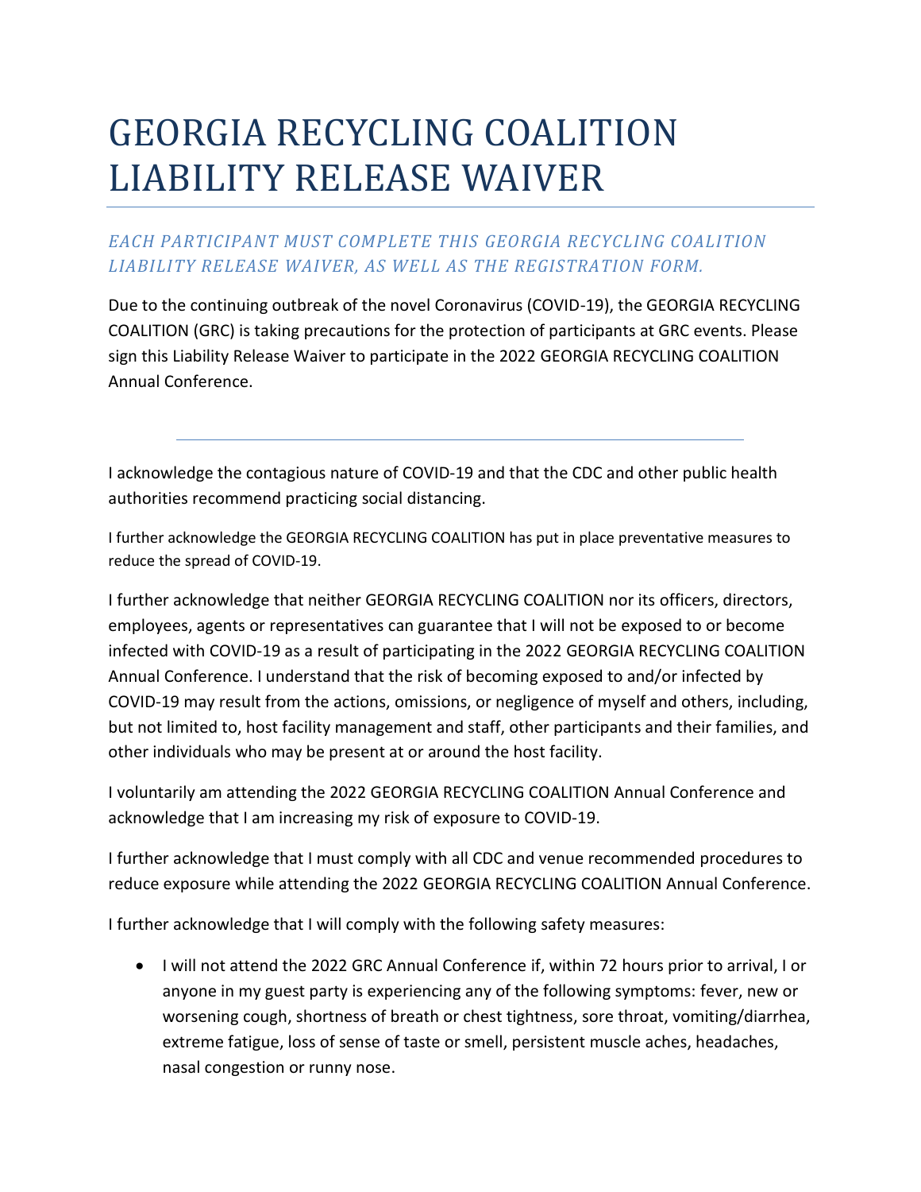# GEORGIA RECYCLING COALITION LIABILITY RELEASE WAIVER

*EACH PARTICIPANT MUST COMPLETE THIS GEORGIA RECYCLING COALITION LIABILITY RELEASE WAIVER, AS WELL AS THE REGISTRATION FORM.*

Due to the continuing outbreak of the novel Coronavirus (COVID-19), the GEORGIA RECYCLING COALITION (GRC) is taking precautions for the protection of participants at GRC events. Please sign this Liability Release Waiver to participate in the 2022 GEORGIA RECYCLING COALITION Annual Conference.

---

I acknowledge the contagious nature of COVID-19 and that the CDC and other public health authorities recommend practicing social distancing.

I further acknowledge the GEORGIA RECYCLING COALITION has put in place preventative measures to reduce the spread of COVID-19.

I further acknowledge that neither GEORGIA RECYCLING COALITION nor its officers, directors, employees, agents or representatives can guarantee that I will not be exposed to or become infected with COVID-19 as a result of participating in the 2022 GEORGIA RECYCLING COALITION Annual Conference. I understand that the risk of becoming exposed to and/or infected by COVID-19 may result from the actions, omissions, or negligence of myself and others, including, but not limited to, host facility management and staff, other participants and their families, and other individuals who may be present at or around the host facility.

I voluntarily am attending the 2022 GEORGIA RECYCLING COALITION Annual Conference and acknowledge that I am increasing my risk of exposure to COVID-19.

I further acknowledge that I must comply with all CDC and venue recommended procedures to reduce exposure while attending the 2022 GEORGIA RECYCLING COALITION Annual Conference.

I further acknowledge that I will comply with the following safety measures:

- I will not attend the 2022 GRC Annual Conference if, within 72 hours prior to arrival, I or anyone in my guest party is experiencing any of the following symptoms: fever, new or worsening cough, shortness of breath or chest tightness, sore throat, vomiting/diarrhea, extreme fatigue, loss of sense of taste or smell, persistent muscle aches, headaches, nasal congestion or runny nose.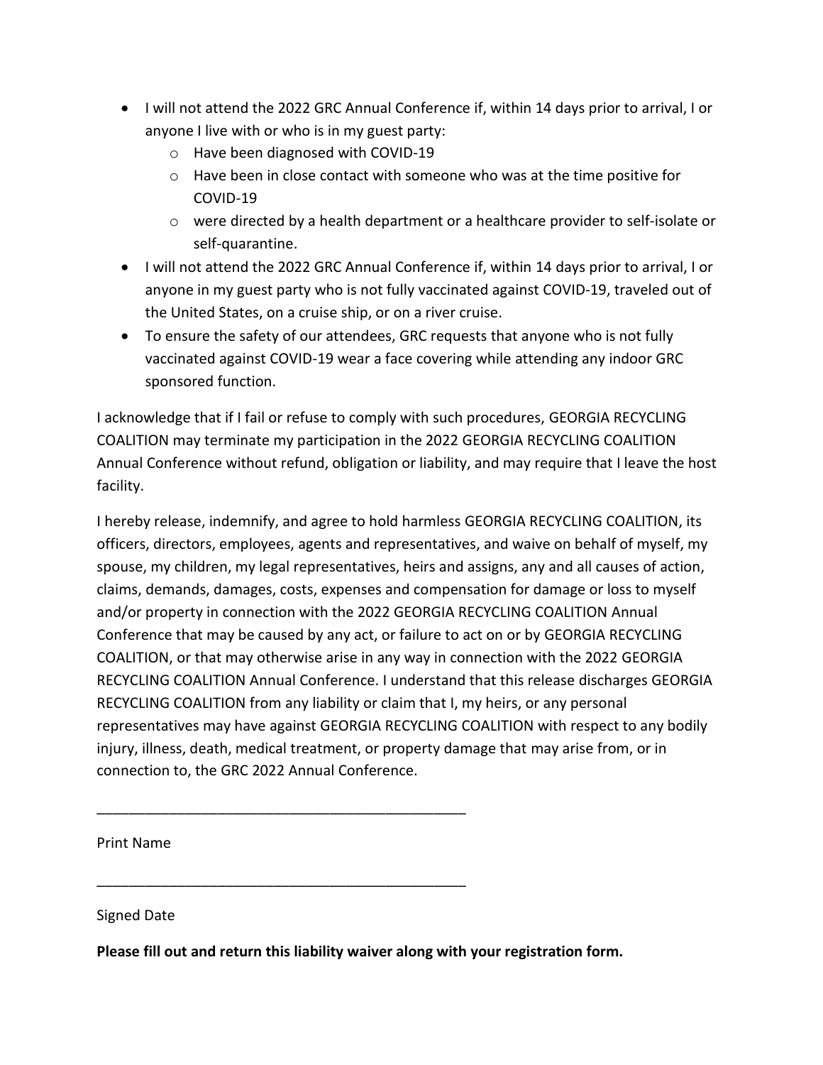- I will not attend the 2022 GRC Annual Conference if, within 14 days prior to arrival, I or anyone I live with or who is in my guest party:
    - Have been diagnosed with COVID-19
    - Have been in close contact with someone who was at the time positive for COVID-19
    - were directed by a health department or a healthcare provider to self-isolate or self-quarantine.
- I will not attend the 2022 GRC Annual Conference if, within 14 days prior to arrival, I or anyone in my guest party who is not fully vaccinated against COVID-19, traveled out of the United States, on a cruise ship, or on a river cruise.
- To ensure the safety of our attendees, GRC requests that anyone who is not fully vaccinated against COVID-19 wear a face covering while attending any indoor GRC sponsored function.

I acknowledge that if I fail or refuse to comply with such procedures, GEORGIA RECYCLING COALITION may terminate my participation in the 2022 GEORGIA RECYCLING COALITION Annual Conference without refund, obligation or liability, and may require that I leave the host facility.

I hereby release, indemnify, and agree to hold harmless GEORGIA RECYCLING COALITION, its officers, directors, employees, agents and representatives, and waive on behalf of myself, my spouse, my children, my legal representatives, heirs and assigns, any and all causes of action, claims, demands, damages, costs, expenses and compensation for damage or loss to myself and/or property in connection with the 2022 GEORGIA RECYCLING COALITION Annual Conference that may be caused by any act, or failure to act on or by GEORGIA RECYCLING COALITION, or that may otherwise arise in any way in connection with the 2022 GEORGIA RECYCLING COALITION Annual Conference. I understand that this release discharges GEORGIA RECYCLING COALITION from any liability or claim that I, my heirs, or any personal representatives may have against GEORGIA RECYCLING COALITION with respect to any bodily injury, illness, death, medical treatment, or property damage that may arise from, or in connection to, the GRC 2022 Annual Conference.

_______________________________________________

Print Name

_______________________________________________

Signed Date

**Please fill out and return this liability waiver along with your registration form.**